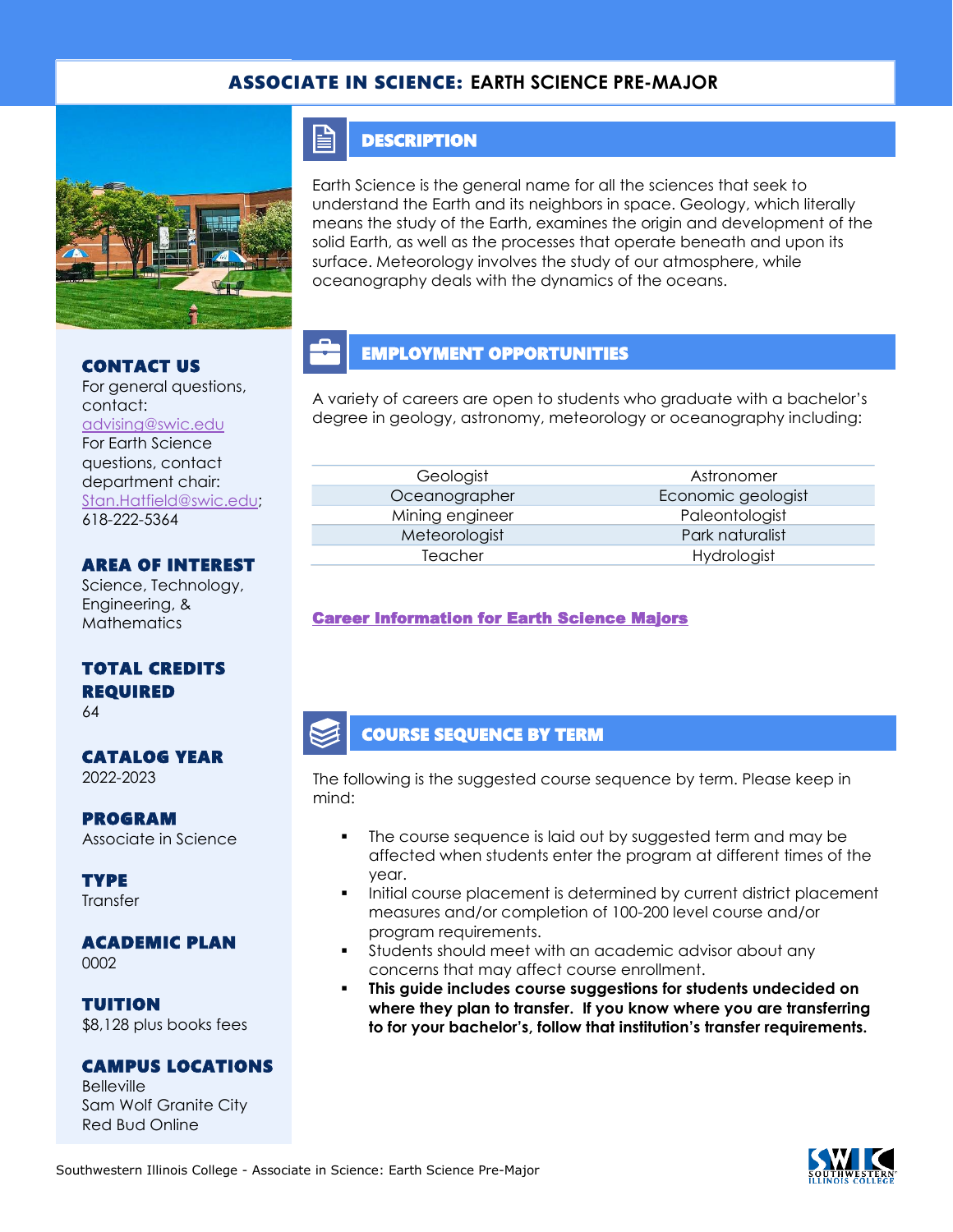# ASSOCIATE IN SCIENCE: EARTH SCIENCE PRE-MAJOR

## CONTACT US

For general questions, contact: advising@swic.edu
For Earth Science questions, contact department chair: Stan.Hatfield@swic.edu; 618-222-5364

## AREA OF INTEREST

Science, Technology, Engineering, & Mathematics

## TOTAL CREDITS REQUIRED

64

## CATALOG YEAR

2022-2023

## PROGRAM

Associate in Science

## TYPE

Transfer

## ACADEMIC PLAN

0002

## TUITION

$8,128 plus books fees

## CAMPUS LOCATIONS

Belleville
Sam Wolf Granite City
Red Bud Online

## DESCRIPTION

Earth Science is the general name for all the sciences that seek to understand the Earth and its neighbors in space. Geology, which literally means the study of the Earth, examines the origin and development of the solid Earth, as well as the processes that operate beneath and upon its surface. Meteorology involves the study of our atmosphere, while oceanography deals with the dynamics of the oceans.

## EMPLOYMENT OPPORTUNITIES

A variety of careers are open to students who graduate with a bachelor's degree in geology, astronomy, meteorology or oceanography including:

| | |
|---|---|
| Geologist | Astronomer |
| Oceanographer | Economic geologist |
| Mining engineer | Paleontologist |
| Meteorologist | Park naturalist |
| Teacher | Hydrologist |

**Career Information for Earth Science Majors**

## COURSE SEQUENCE BY TERM

The following is the suggested course sequence by term. Please keep in mind:

- The course sequence is laid out by suggested term and may be affected when students enter the program at different times of the year.
- Initial course placement is determined by current district placement measures and/or completion of 100-200 level course and/or program requirements.
- Students should meet with an academic advisor about any concerns that may affect course enrollment.
- **This guide includes course suggestions for students undecided on where they plan to transfer. If you know where you are transferring to for your bachelor's, follow that institution's transfer requirements.**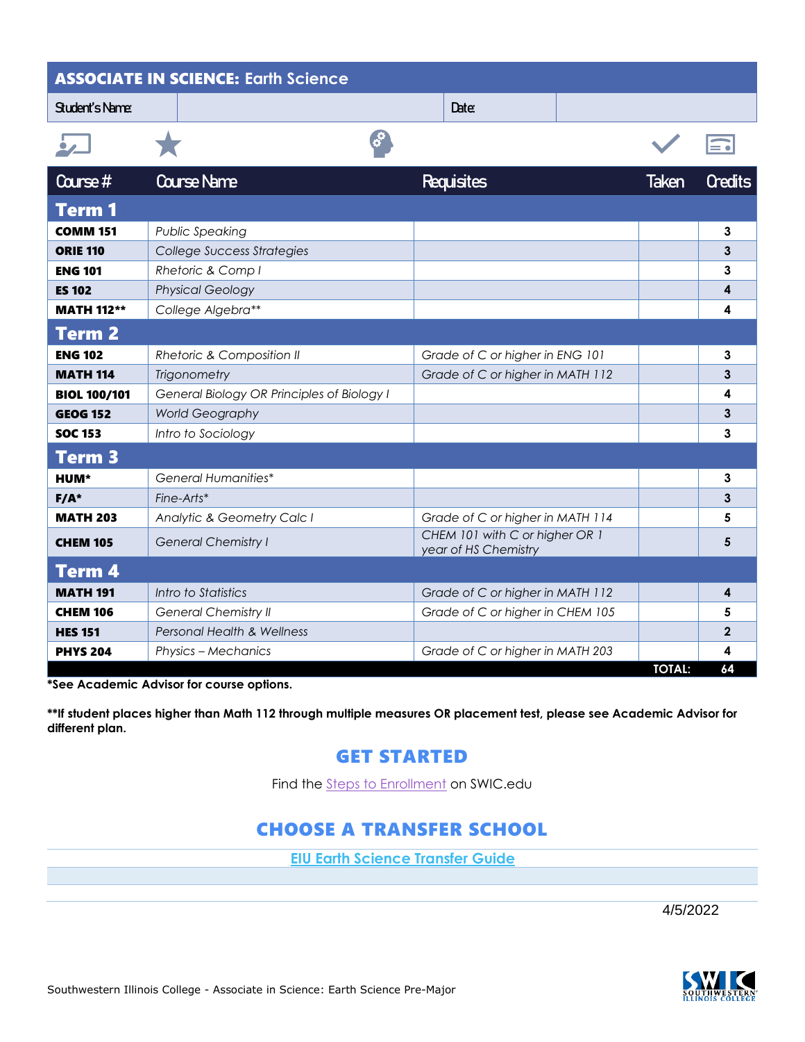## ASSOCIATE IN SCIENCE: Earth Science

| Student's Name: | | Date: | |
|---|---|---|---|

| Course # | Course Name | Requisites | Taken | Credits |
|---|---|---|---|---|
| **Term 1** | | | | |
| **COMM 151** | *Public Speaking* | | | 3 |
| **ORIE 110** | *College Success Strategies* | | | 3 |
| **ENG 101** | *Rhetoric & Comp I* | | | 3 |
| **ES 102** | *Physical Geology* | | | 4 |
| **MATH 112\*\*** | *College Algebra\*\** | | | 4 |
| **Term 2** | | | | |
| **ENG 102** | *Rhetoric & Composition II* | *Grade of C or higher in ENG 101* | | 3 |
| **MATH 114** | *Trigonometry* | *Grade of C or higher in MATH 112* | | 3 |
| **BIOL 100/101** | *General Biology OR Principles of Biology I* | | | 4 |
| **GEOG 152** | *World Geography* | | | 3 |
| **SOC 153** | *Intro to Sociology* | | | 3 |
| **Term 3** | | | | |
| **HUM\*** | *General Humanities\** | | | 3 |
| **F/A\*** | *Fine-Arts\** | | | 3 |
| **MATH 203** | *Analytic & Geometry Calc I* | *Grade of C or higher in MATH 114* | | 5 |
| **CHEM 105** | *General Chemistry I* | *CHEM 101 with C or higher OR 1 year of HS Chemistry* | | 5 |
| **Term 4** | | | | |
| **MATH 191** | *Intro to Statistics* | *Grade of C or higher in MATH 112* | | 4 |
| **CHEM 106** | *General Chemistry II* | *Grade of C or higher in CHEM 105* | | 5 |
| **HES 151** | *Personal Health & Wellness* | | | 2 |
| **PHYS 204** | *Physics – Mechanics* | *Grade of C or higher in MATH 203* | | 4 |
| | | | **TOTAL:** | **64** |

**\*See Academic Advisor for course options.**

**\*\*If student places higher than Math 112 through multiple measures OR placement test, please see Academic Advisor for different plan.**

## GET STARTED

Find the Steps to Enrollment on SWIC.edu

## CHOOSE A TRANSFER SCHOOL

EIU Earth Science Transfer Guide

4/5/2022

Southwestern Illinois College - Associate in Science: Earth Science Pre-Major